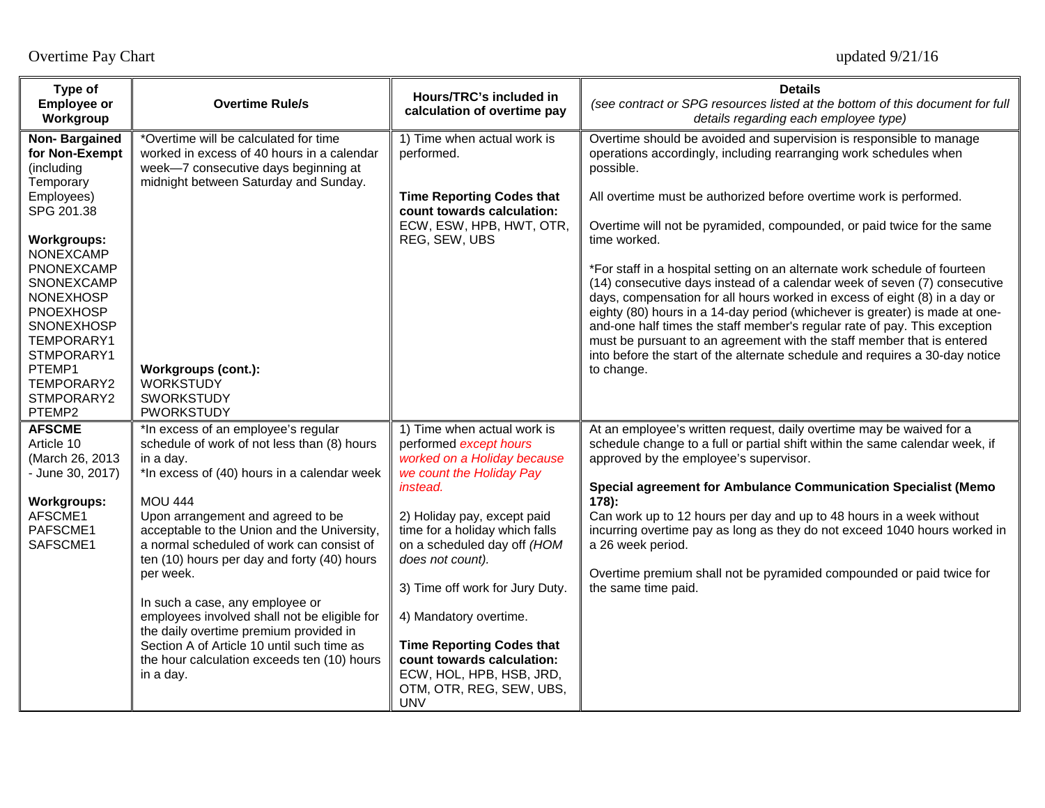Overtime Pay Chart

updated 9/21/16

| Type of Employee or Workgroup | Overtime Rule/s | Hours/TRC's included in calculation of overtime pay | Details<br>*(see contract or SPG resources listed at the bottom of this document for full details regarding each employee type)* |
|---|---|---|---|
| **Non- Bargained for Non-Exempt** (including Temporary Employees) SPG 201.38<br><br>**Workgroups:**<br>NONEXCAMP<br>PNONEXCAMP<br>SNONEXCAMP<br>NONEXHOSP<br>PNOEXHOSP<br>SNONEXHOSP<br>TEMPORARY1<br>STMPORARY1<br>PTEMP1<br>TEMPORARY2<br>STMPORARY2<br>PTEMP2 | *Overtime will be calculated for time worked in excess of 40 hours in a calendar week—7 consecutive days beginning at midnight between Saturday and Sunday.<br><br>**Workgroups (cont.):**<br>WORKSTUDY<br>SWORKSTUDY<br>PWORKSTUDY | 1) Time when actual work is performed.<br><br>**Time Reporting Codes that count towards calculation:**<br>ECW, ESW, HPB, HWT, OTR, REG, SEW, UBS | Overtime should be avoided and supervision is responsible to manage operations accordingly, including rearranging work schedules when possible.<br><br>All overtime must be authorized before overtime work is performed.<br><br>Overtime will not be pyramided, compounded, or paid twice for the same time worked.<br><br>*For staff in a hospital setting on an alternate work schedule of fourteen (14) consecutive days instead of a calendar week of seven (7) consecutive days, compensation for all hours worked in excess of eight (8) in a day or eighty (80) hours in a 14-day period (whichever is greater) is made at one-and-one half times the staff member's regular rate of pay. This exception must be pursuant to an agreement with the staff member that is entered into before the start of the alternate schedule and requires a 30-day notice to change. |
| **AFSCME**<br>Article 10<br>(March 26, 2013 - June 30, 2017)<br><br>**Workgroups:**<br>AFSCME1<br>PAFSCME1<br>SAFSCME1 | *In excess of an employee's regular schedule of work of not less than (8) hours in a day.<br>*In excess of (40) hours in a calendar week<br><br>MOU 444<br>Upon arrangement and agreed to be acceptable to the Union and the University, a normal scheduled of work can consist of ten (10) hours per day and forty (40) hours per week.<br><br>In such a case, any employee or employees involved shall not be eligible for the daily overtime premium provided in Section A of Article 10 until such time as the hour calculation exceeds ten (10) hours in a day. | 1) Time when actual work is performed *except hours worked on a Holiday because we count the Holiday Pay instead.*<br><br>2) Holiday pay, except paid time for a holiday which falls on a scheduled day off *(HOM does not count).*<br><br>3) Time off work for Jury Duty.<br><br>4) Mandatory overtime.<br><br>**Time Reporting Codes that count towards calculation:**<br>ECW, HOL, HPB, HSB, JRD, OTM, OTR, REG, SEW, UBS, UNV | At an employee's written request, daily overtime may be waived for a schedule change to a full or partial shift within the same calendar week, if approved by the employee's supervisor.<br><br>**Special agreement for Ambulance Communication Specialist (Memo 178):**<br>Can work up to 12 hours per day and up to 48 hours in a week without incurring overtime pay as long as they do not exceed 1040 hours worked in a 26 week period.<br><br>Overtime premium shall not be pyramided compounded or paid twice for the same time paid. |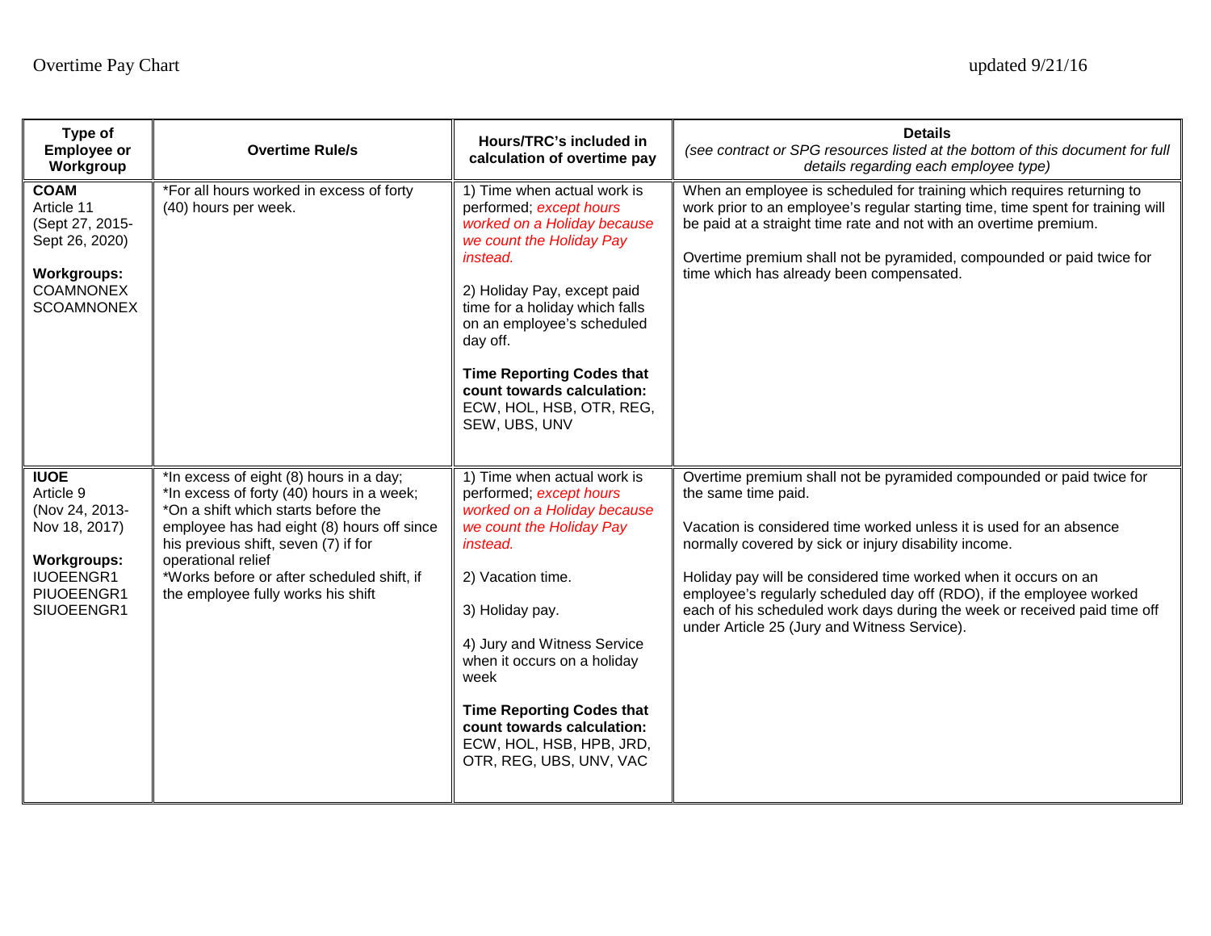Overtime Pay Chart updated 9/21/16

| Type of Employee or Workgroup | Overtime Rule/s | Hours/TRC's included in calculation of overtime pay | Details<br>*(see contract or SPG resources listed at the bottom of this document for full details regarding each employee type)* |
|---|---|---|---|
| **COAM**<br>Article 11<br>(Sept 27, 2015-Sept 26, 2020)<br><br>**Workgroups:**<br>COAMNONEX<br>SCOAMNONEX | *For all hours worked in excess of forty (40) hours per week. | 1) Time when actual work is performed; *except hours worked on a Holiday because we count the Holiday Pay instead.*<br><br>2) Holiday Pay, except paid time for a holiday which falls on an employee's scheduled day off.<br><br>**Time Reporting Codes that count towards calculation:** ECW, HOL, HSB, OTR, REG, SEW, UBS, UNV | When an employee is scheduled for training which requires returning to work prior to an employee's regular starting time, time spent for training will be paid at a straight time rate and not with an overtime premium.<br><br>Overtime premium shall not be pyramided, compounded or paid twice for time which has already been compensated. |
| **IUOE**<br>Article 9<br>(Nov 24, 2013-Nov 18, 2017)<br><br>**Workgroups:**<br>IUOEENGR1<br>PIUOEENGR1<br>SIUOEENGR1 | *In excess of eight (8) hours in a day;<br>*In excess of forty (40) hours in a week;<br>*On a shift which starts before the employee has had eight (8) hours off since his previous shift, seven (7) if for operational relief<br>*Works before or after scheduled shift, if the employee fully works his shift | 1) Time when actual work is performed; *except hours worked on a Holiday because we count the Holiday Pay instead.*<br><br>2) Vacation time.<br><br>3) Holiday pay.<br><br>4) Jury and Witness Service when it occurs on a holiday week<br><br>**Time Reporting Codes that count towards calculation:** ECW, HOL, HSB, HPB, JRD, OTR, REG, UBS, UNV, VAC | Overtime premium shall not be pyramided compounded or paid twice for the same time paid.<br><br>Vacation is considered time worked unless it is used for an absence normally covered by sick or injury disability income.<br><br>Holiday pay will be considered time worked when it occurs on an employee's regularly scheduled day off (RDO), if the employee worked each of his scheduled work days during the week or received paid time off under Article 25 (Jury and Witness Service). |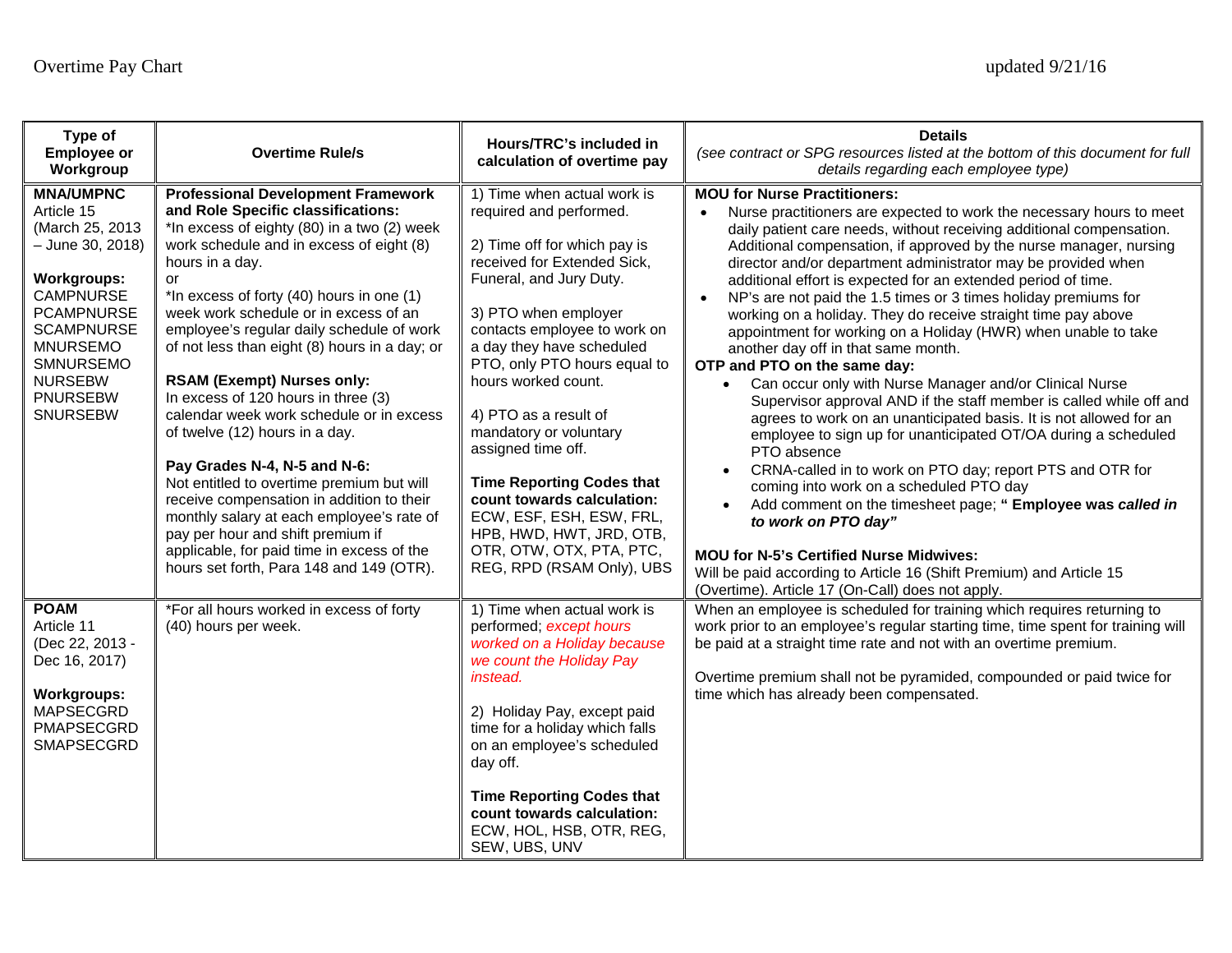Overtime Pay Chart updated 9/21/16

| Type of Employee or Workgroup | Overtime Rule/s | Hours/TRC's included in calculation of overtime pay | Details<br>*(see contract or SPG resources listed at the bottom of this document for full details regarding each employee type)* |
|---|---|---|---|
| **MNA/UMPNC**<br>Article 15<br>(March 25, 2013 – June 30, 2018)<br><br>**Workgroups:**<br>CAMPNURSE<br>PCAMPNURSE<br>SCAMPNURSE<br>MNURSEMO<br>SMNURSEMO<br>NURSEBW<br>PNURSEBW<br>SNURSEBW | **Professional Development Framework and Role Specific classifications:**<br>*In excess of eighty (80) in a two (2) week work schedule and in excess of eight (8) hours in a day.<br>or<br>*In excess of forty (40) hours in one (1) week work schedule or in excess of an employee's regular daily schedule of work of not less than eight (8) hours in a day; or<br><br>**RSAM (Exempt) Nurses only:**<br>In excess of 120 hours in three (3) calendar week work schedule or in excess of twelve (12) hours in a day.<br><br>**Pay Grades N-4, N-5 and N-6:**<br>Not entitled to overtime premium but will receive compensation in addition to their monthly salary at each employee's rate of pay per hour and shift premium if applicable, for paid time in excess of the hours set forth, Para 148 and 149 (OTR). | 1) Time when actual work is required and performed.<br><br>2) Time off for which pay is received for Extended Sick, Funeral, and Jury Duty.<br><br>3) PTO when employer contacts employee to work on a day they have scheduled PTO, only PTO hours equal to hours worked count.<br><br>4) PTO as a result of mandatory or voluntary assigned time off.<br><br>**Time Reporting Codes that count towards calculation:**<br>ECW, ESF, ESH, ESW, FRL, HPB, HWD, HWT, JRD, OTB, OTR, OTW, OTX, PTA, PTC, REG, RPD (RSAM Only), UBS | **MOU for Nurse Practitioners:**<br>• Nurse practitioners are expected to work the necessary hours to meet daily patient care needs, without receiving additional compensation. Additional compensation, if approved by the nurse manager, nursing director and/or department administrator may be provided when additional effort is expected for an extended period of time.<br>• NP's are not paid the 1.5 times or 3 times holiday premiums for working on a holiday. They do receive straight time pay above appointment for working on a Holiday (HWR) when unable to take another day off in that same month.<br>**OTP and PTO on the same day:**<br>• Can occur only with Nurse Manager and/or Clinical Nurse Supervisor approval AND if the staff member is called while off and agrees to work on an unanticipated basis. It is not allowed for an employee to sign up for unanticipated OT/OA during a scheduled PTO absence<br>• CRNA-called in to work on PTO day; report PTS and OTR for coming into work on a scheduled PTO day<br>• Add comment on the timesheet page; **" Employee was *called in to work on PTO day*"**<br><br>**MOU for N-5's Certified Nurse Midwives:**<br>Will be paid according to Article 16 (Shift Premium) and Article 15 (Overtime). Article 17 (On-Call) does not apply. |
| **POAM**<br>Article 11<br>(Dec 22, 2013 - Dec 16, 2017)<br><br>**Workgroups:**<br>MAPSECGRD<br>PMAPSECGRD<br>SMAPSECGRD | *For all hours worked in excess of forty (40) hours per week. | 1) Time when actual work is performed; *except hours worked on a Holiday because we count the Holiday Pay instead.*<br><br>2) Holiday Pay, except paid time for a holiday which falls on an employee's scheduled day off.<br><br>**Time Reporting Codes that count towards calculation:**<br>ECW, HOL, HSB, OTR, REG, SEW, UBS, UNV | When an employee is scheduled for training which requires returning to work prior to an employee's regular starting time, time spent for training will be paid at a straight time rate and not with an overtime premium.<br><br>Overtime premium shall not be pyramided, compounded or paid twice for time which has already been compensated. |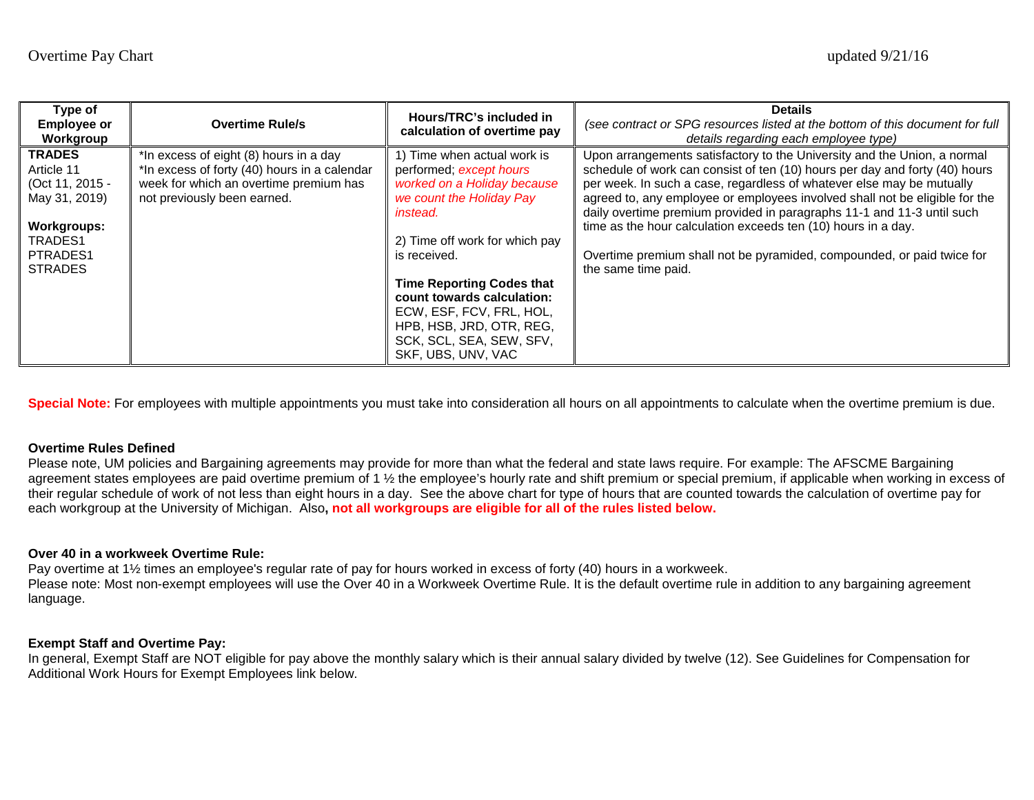Overtime Pay Chart updated 9/21/16

| Type of Employee or Workgroup | Overtime Rule/s | Hours/TRC's included in calculation of overtime pay | Details *(see contract or SPG resources listed at the bottom of this document for full details regarding each employee type)* |
|---|---|---|---|
| **TRADES** Article 11 (Oct 11, 2015 - May 31, 2019) **Workgroups:** TRADES1 PTRADES1 STRADES | *In excess of eight (8) hours in a day *In excess of forty (40) hours in a calendar week for which an overtime premium has not previously been earned. | 1) Time when actual work is performed; *except hours worked on a Holiday because we count the Holiday Pay instead.* 2) Time off work for which pay is received. **Time Reporting Codes that count towards calculation:** ECW, ESF, FCV, FRL, HOL, HPB, HSB, JRD, OTR, REG, SCK, SCL, SEA, SEW, SFV, SKF, UBS, UNV, VAC | Upon arrangements satisfactory to the University and the Union, a normal schedule of work can consist of ten (10) hours per day and forty (40) hours per week. In such a case, regardless of whatever else may be mutually agreed to, any employee or employees involved shall not be eligible for the daily overtime premium provided in paragraphs 11-1 and 11-3 until such time as the hour calculation exceeds ten (10) hours in a day. Overtime premium shall not be pyramided, compounded, or paid twice for the same time paid. |

**Special Note:** For employees with multiple appointments you must take into consideration all hours on all appointments to calculate when the overtime premium is due.

**Overtime Rules Defined**

Please note, UM policies and Bargaining agreements may provide for more than what the federal and state laws require. For example: The AFSCME Bargaining agreement states employees are paid overtime premium of 1 ½ the employee's hourly rate and shift premium or special premium, if applicable when working in excess of their regular schedule of work of not less than eight hours in a day. See the above chart for type of hours that are counted towards the calculation of overtime pay for each workgroup at the University of Michigan. Also**, not all workgroups are eligible for all of the rules listed below.**

**Over 40 in a workweek Overtime Rule:**

Pay overtime at 1½ times an employee's regular rate of pay for hours worked in excess of forty (40) hours in a workweek.

Please note: Most non-exempt employees will use the Over 40 in a Workweek Overtime Rule. It is the default overtime rule in addition to any bargaining agreement language.

**Exempt Staff and Overtime Pay:**

In general, Exempt Staff are NOT eligible for pay above the monthly salary which is their annual salary divided by twelve (12). See Guidelines for Compensation for Additional Work Hours for Exempt Employees link below.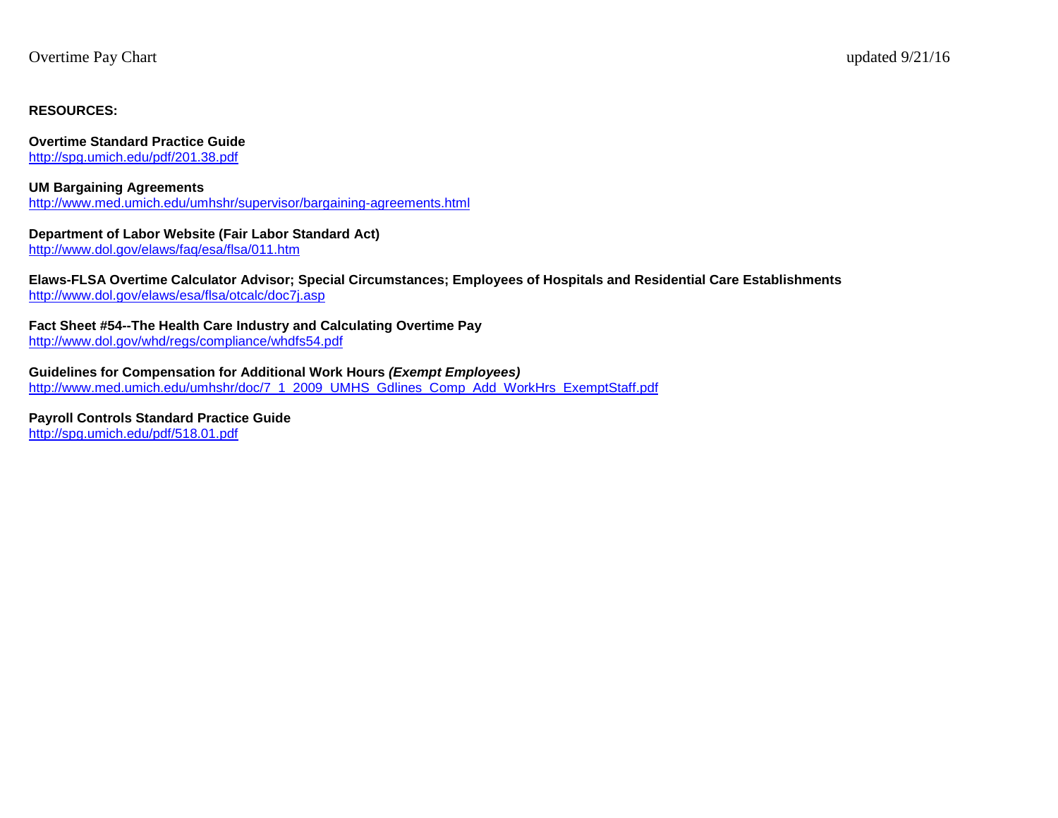**RESOURCES:**

**Overtime Standard Practice Guide**
http://spg.umich.edu/pdf/201.38.pdf

**UM Bargaining Agreements**
http://www.med.umich.edu/umhshr/supervisor/bargaining-agreements.html

**Department of Labor Website (Fair Labor Standard Act)**
http://www.dol.gov/elaws/faq/esa/flsa/011.htm

**Elaws-FLSA Overtime Calculator Advisor; Special Circumstances; Employees of Hospitals and Residential Care Establishments**
http://www.dol.gov/elaws/esa/flsa/otcalc/doc7j.asp

**Fact Sheet #54--The Health Care Industry and Calculating Overtime Pay**
http://www.dol.gov/whd/regs/compliance/whdfs54.pdf

**Guidelines for Compensation for Additional Work Hours *(Exempt Employees)***
http://www.med.umich.edu/umhshr/doc/7_1_2009_UMHS_Gdlines_Comp_Add_WorkHrs_ExemptStaff.pdf

**Payroll Controls Standard Practice Guide**
http://spg.umich.edu/pdf/518.01.pdf